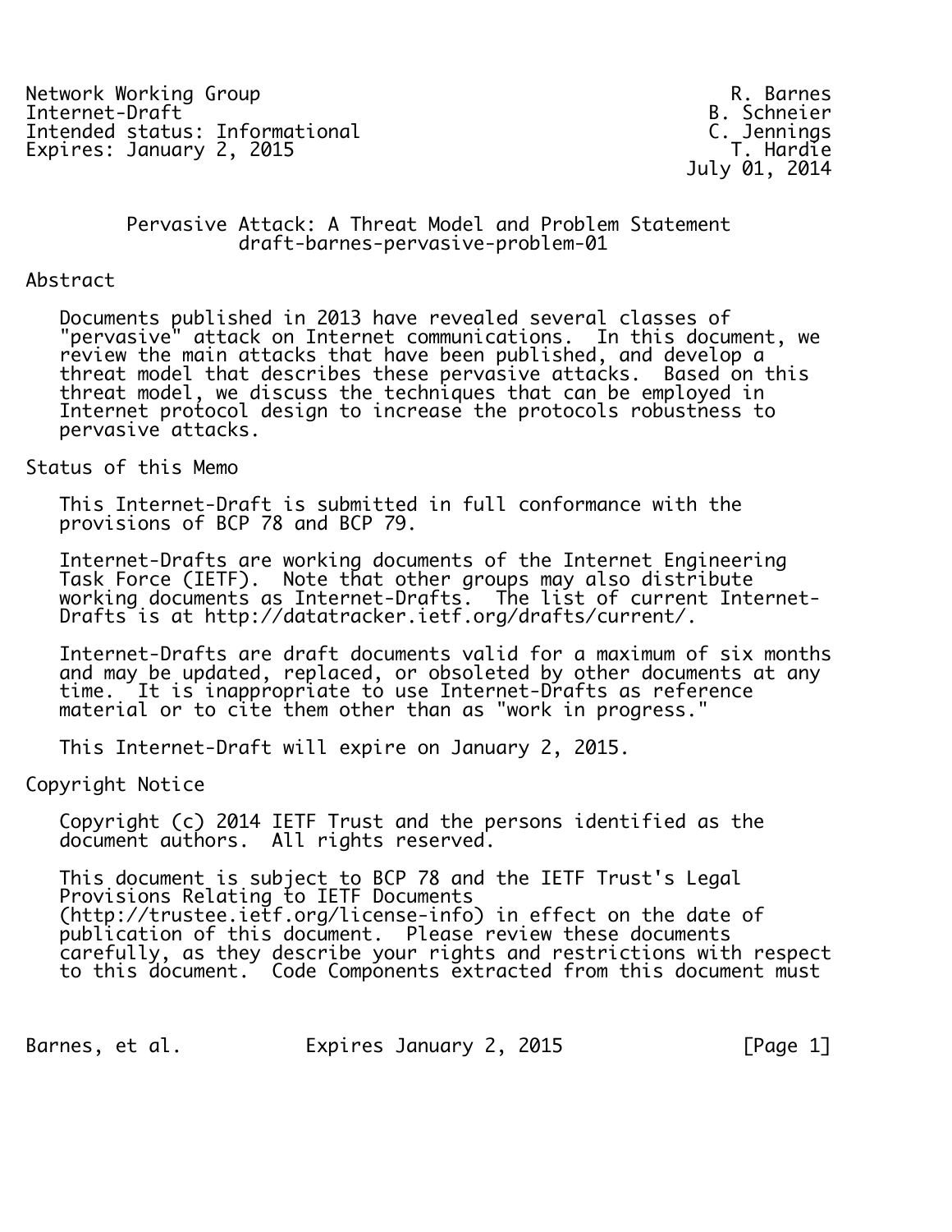Network Working Group R. Barnes
Internet-Draft B. Schneier
Intended status: Informational C. Jennings
Expires: January 2, 2015 T. Hardie
July 01, 2014

# Pervasive Attack: A Threat Model and Problem Statement
## draft-barnes-pervasive-problem-01

## Abstract

Documents published in 2013 have revealed several classes of "pervasive" attack on Internet communications. In this document, we review the main attacks that have been published, and develop a threat model that describes these pervasive attacks. Based on this threat model, we discuss the techniques that can be employed in Internet protocol design to increase the protocols robustness to pervasive attacks.

## Status of this Memo

This Internet-Draft is submitted in full conformance with the provisions of BCP 78 and BCP 79.

Internet-Drafts are working documents of the Internet Engineering Task Force (IETF). Note that other groups may also distribute working documents as Internet-Drafts. The list of current Internet-Drafts is at http://datatracker.ietf.org/drafts/current/.

Internet-Drafts are draft documents valid for a maximum of six months and may be updated, replaced, or obsoleted by other documents at any time. It is inappropriate to use Internet-Drafts as reference material or to cite them other than as "work in progress."

This Internet-Draft will expire on January 2, 2015.

## Copyright Notice

Copyright (c) 2014 IETF Trust and the persons identified as the document authors. All rights reserved.

This document is subject to BCP 78 and the IETF Trust's Legal Provisions Relating to IETF Documents (http://trustee.ietf.org/license-info) in effect on the date of publication of this document. Please review these documents carefully, as they describe your rights and restrictions with respect to this document. Code Components extracted from this document must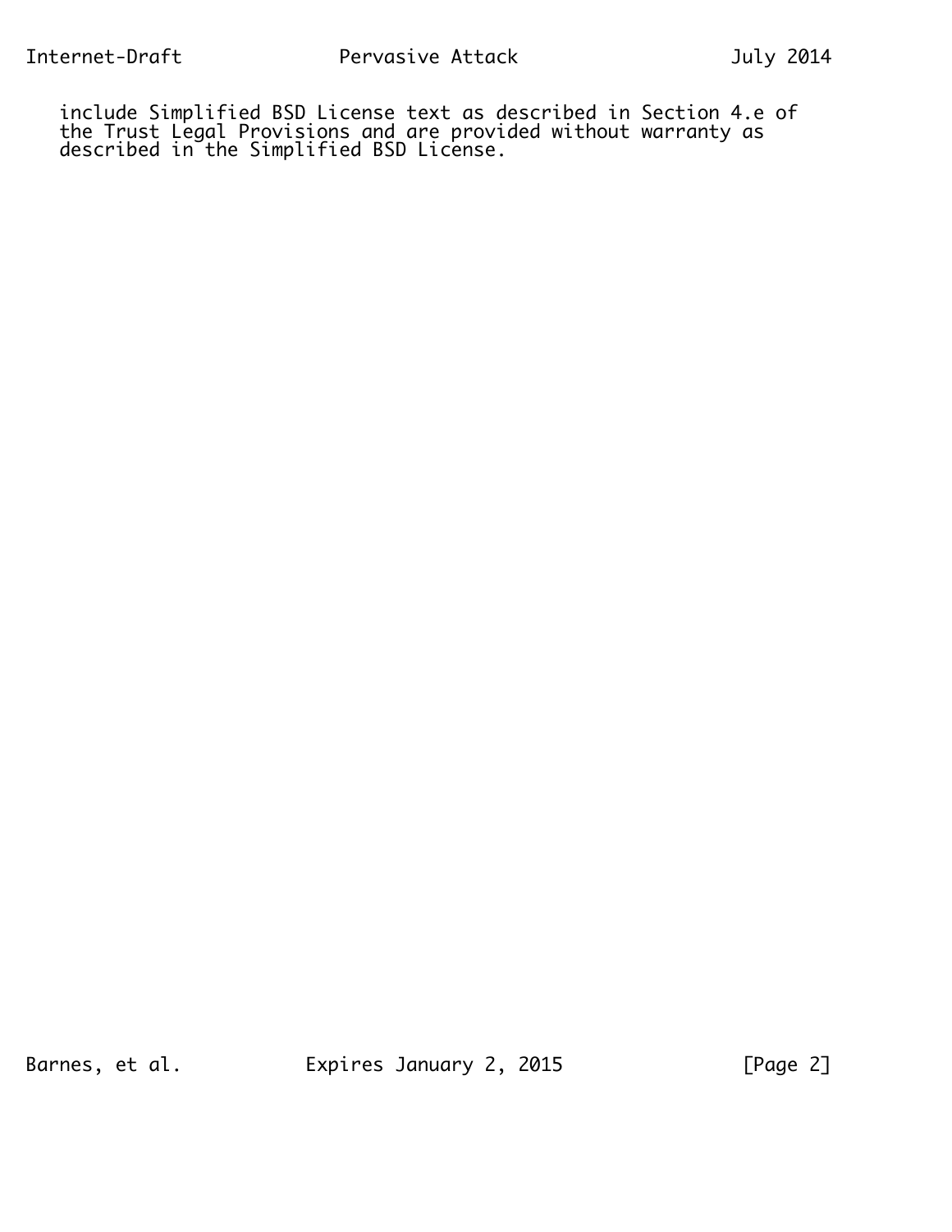include Simplified BSD License text as described in Section 4.e of the Trust Legal Provisions and are provided without warranty as described in the Simplified BSD License.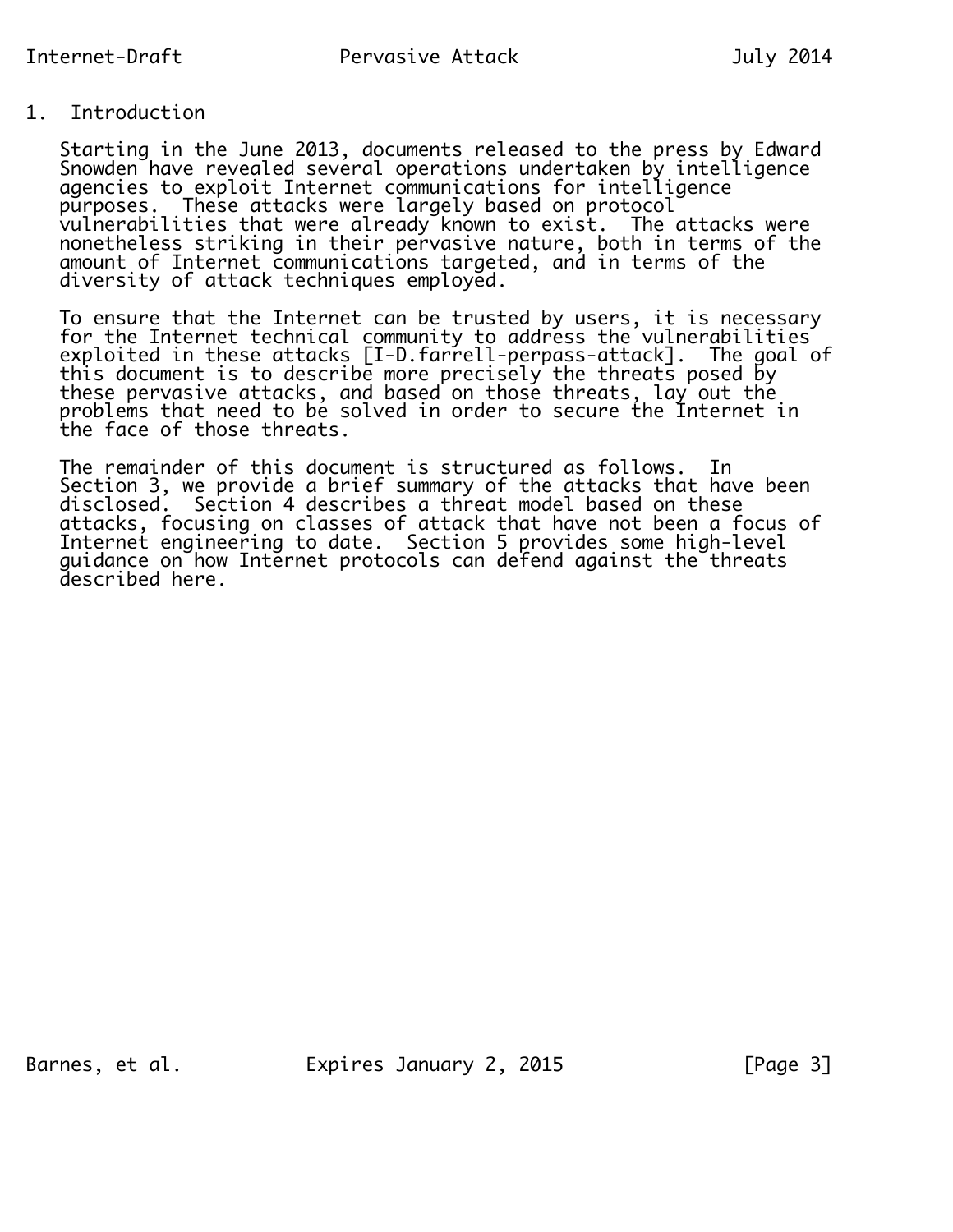# 1. Introduction

Starting in the June 2013, documents released to the press by Edward Snowden have revealed several operations undertaken by intelligence agencies to exploit Internet communications for intelligence purposes. These attacks were largely based on protocol vulnerabilities that were already known to exist. The attacks were nonetheless striking in their pervasive nature, both in terms of the amount of Internet communications targeted, and in terms of the diversity of attack techniques employed.

To ensure that the Internet can be trusted by users, it is necessary for the Internet technical community to address the vulnerabilities exploited in these attacks [I-D.farrell-perpass-attack]. The goal of this document is to describe more precisely the threats posed by these pervasive attacks, and based on those threats, lay out the problems that need to be solved in order to secure the Internet in the face of those threats.

The remainder of this document is structured as follows. In Section 3, we provide a brief summary of the attacks that have been disclosed. Section 4 describes a threat model based on these attacks, focusing on classes of attack that have not been a focus of Internet engineering to date. Section 5 provides some high-level guidance on how Internet protocols can defend against the threats described here.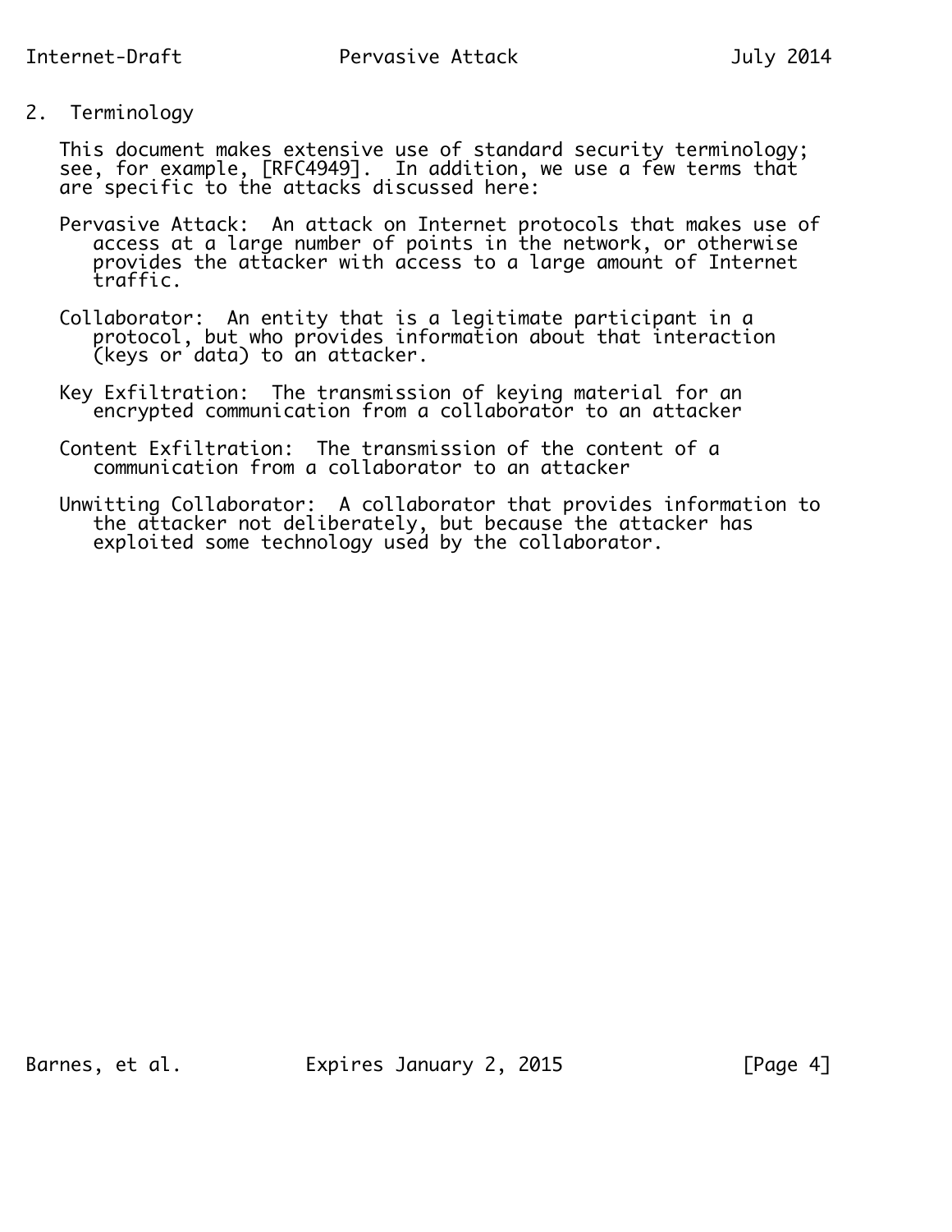## 2. Terminology

This document makes extensive use of standard security terminology; see, for example, [RFC4949]. In addition, we use a few terms that are specific to the attacks discussed here:

Pervasive Attack: An attack on Internet protocols that makes use of access at a large number of points in the network, or otherwise provides the attacker with access to a large amount of Internet traffic.

Collaborator: An entity that is a legitimate participant in a protocol, but who provides information about that interaction (keys or data) to an attacker.

Key Exfiltration: The transmission of keying material for an encrypted communication from a collaborator to an attacker

Content Exfiltration: The transmission of the content of a communication from a collaborator to an attacker

Unwitting Collaborator: A collaborator that provides information to the attacker not deliberately, but because the attacker has exploited some technology used by the collaborator.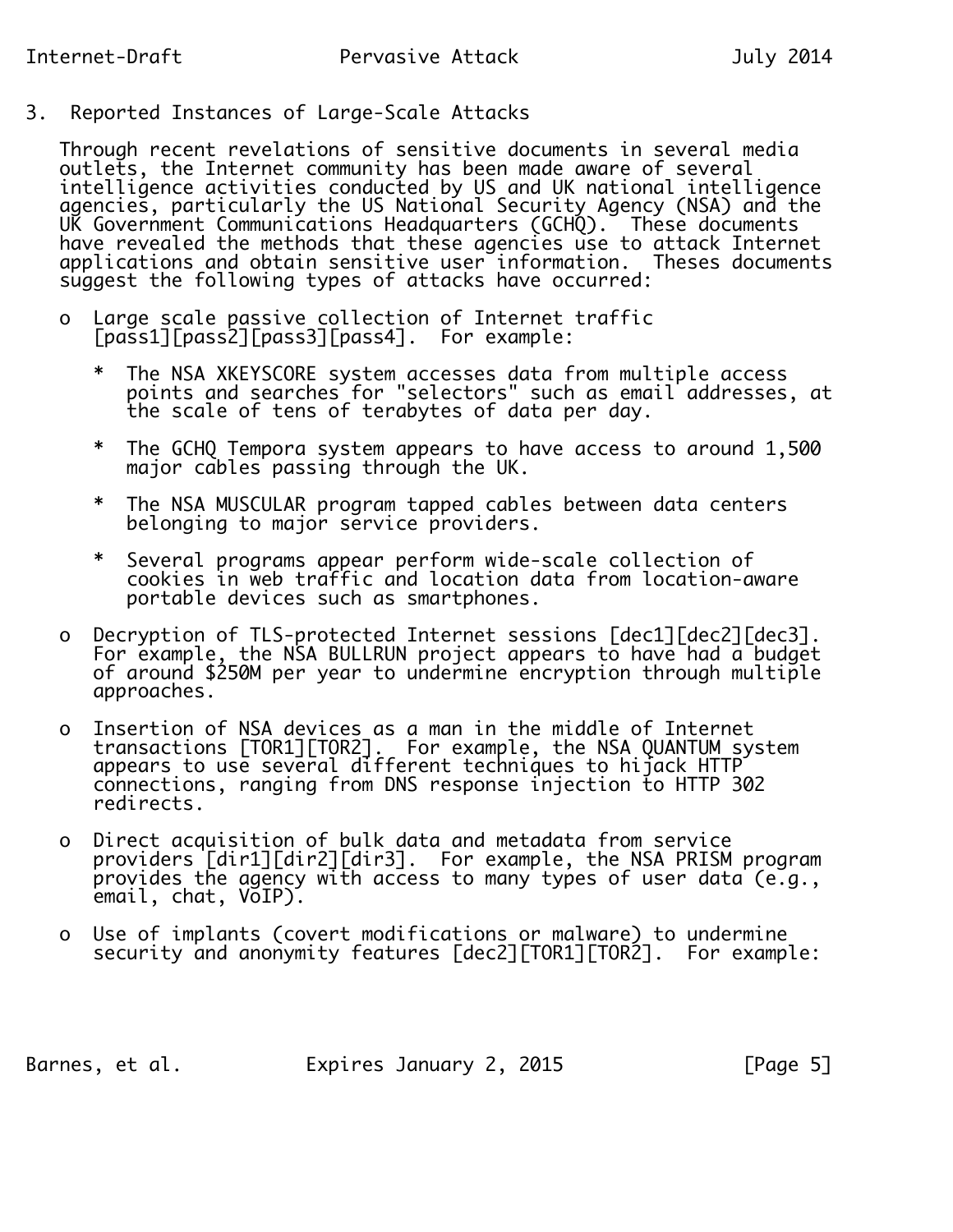## 3. Reported Instances of Large-Scale Attacks

Through recent revelations of sensitive documents in several media outlets, the Internet community has been made aware of several intelligence activities conducted by US and UK national intelligence agencies, particularly the US National Security Agency (NSA) and the UK Government Communications Headquarters (GCHQ). These documents have revealed the methods that these agencies use to attack Internet applications and obtain sensitive user information. Theses documents suggest the following types of attacks have occurred:

- Large scale passive collection of Internet traffic [pass1][pass2][pass3][pass4]. For example:
  - The NSA XKEYSCORE system accesses data from multiple access points and searches for "selectors" such as email addresses, at the scale of tens of terabytes of data per day.
  - The GCHQ Tempora system appears to have access to around 1,500 major cables passing through the UK.
  - The NSA MUSCULAR program tapped cables between data centers belonging to major service providers.
  - Several programs appear perform wide-scale collection of cookies in web traffic and location data from location-aware portable devices such as smartphones.
- Decryption of TLS-protected Internet sessions [dec1][dec2][dec3]. For example, the NSA BULLRUN project appears to have had a budget of around $250M per year to undermine encryption through multiple approaches.
- Insertion of NSA devices as a man in the middle of Internet transactions [TOR1][TOR2]. For example, the NSA QUANTUM system appears to use several different techniques to hijack HTTP connections, ranging from DNS response injection to HTTP 302 redirects.
- Direct acquisition of bulk data and metadata from service providers [dir1][dir2][dir3]. For example, the NSA PRISM program provides the agency with access to many types of user data (e.g., email, chat, VoIP).
- Use of implants (covert modifications or malware) to undermine security and anonymity features [dec2][TOR1][TOR2]. For example: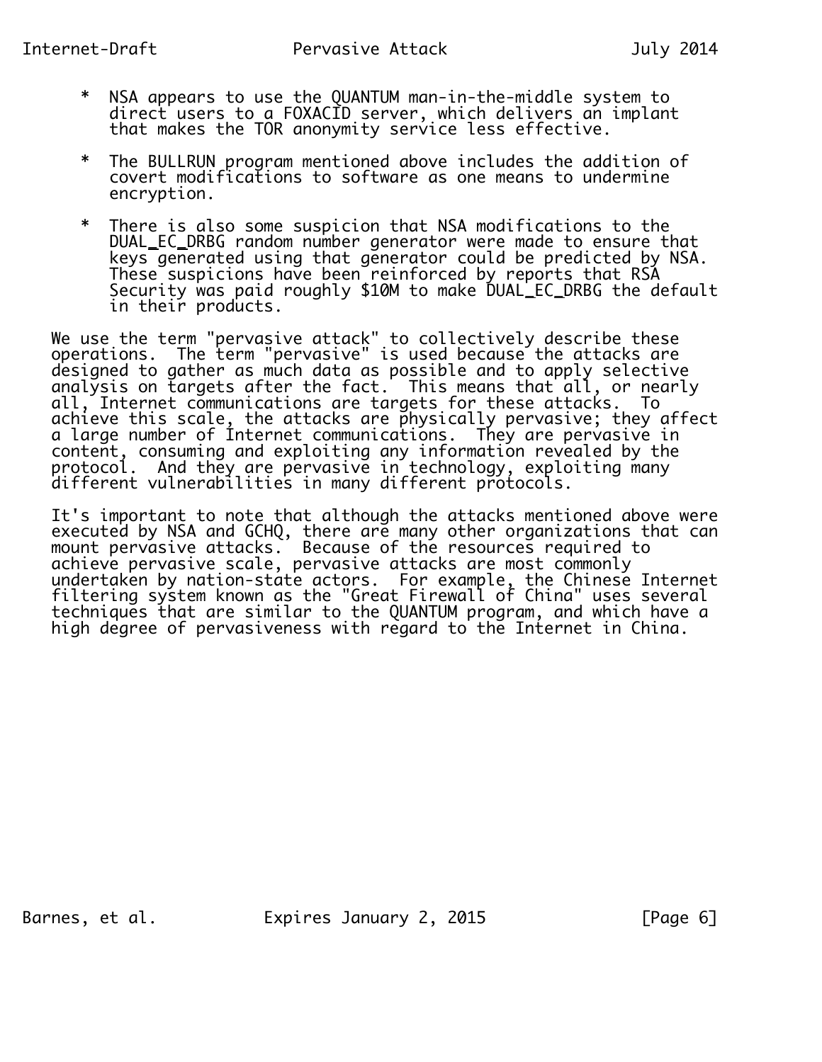* NSA appears to use the QUANTUM man-in-the-middle system to direct users to a FOXACID server, which delivers an implant that makes the TOR anonymity service less effective.

* The BULLRUN program mentioned above includes the addition of covert modifications to software as one means to undermine encryption.

* There is also some suspicion that NSA modifications to the DUAL_EC_DRBG random number generator were made to ensure that keys generated using that generator could be predicted by NSA. These suspicions have been reinforced by reports that RSA Security was paid roughly $10M to make DUAL_EC_DRBG the default in their products.

We use the term "pervasive attack" to collectively describe these operations. The term "pervasive" is used because the attacks are designed to gather as much data as possible and to apply selective analysis on targets after the fact. This means that all, or nearly all, Internet communications are targets for these attacks. To achieve this scale, the attacks are physically pervasive; they affect a large number of Internet communications. They are pervasive in content, consuming and exploiting any information revealed by the protocol. And they are pervasive in technology, exploiting many different vulnerabilities in many different protocols.

It's important to note that although the attacks mentioned above were executed by NSA and GCHQ, there are many other organizations that can mount pervasive attacks. Because of the resources required to achieve pervasive scale, pervasive attacks are most commonly undertaken by nation-state actors. For example, the Chinese Internet filtering system known as the "Great Firewall of China" uses several techniques that are similar to the QUANTUM program, and which have a high degree of pervasiveness with regard to the Internet in China.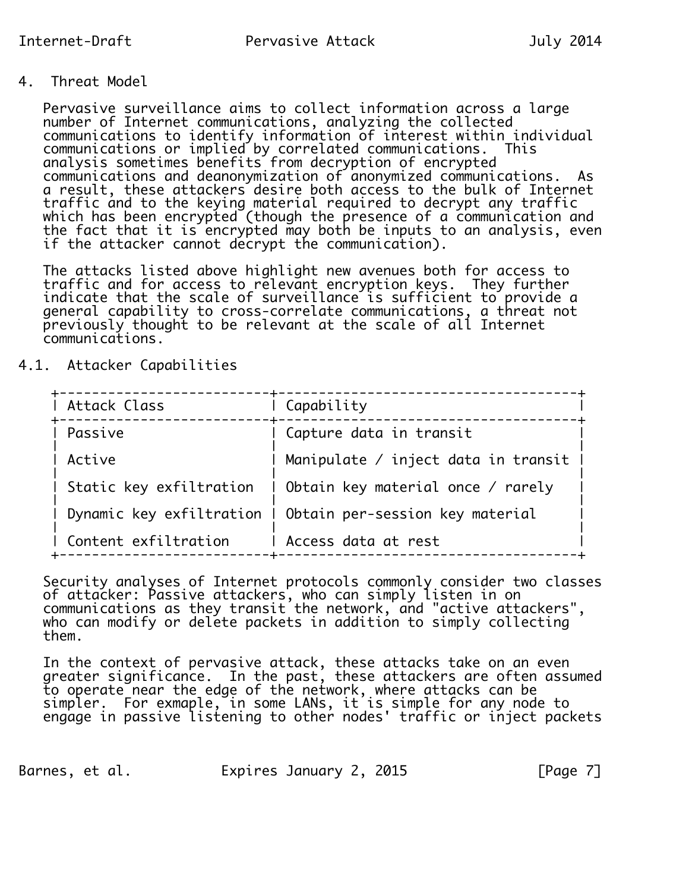## 4. Threat Model

Pervasive surveillance aims to collect information across a large number of Internet communications, analyzing the collected communications to identify information of interest within individual communications or implied by correlated communications. This analysis sometimes benefits from decryption of encrypted communications and deanonymization of anonymized communications. As a result, these attackers desire both access to the bulk of Internet traffic and to the keying material required to decrypt any traffic which has been encrypted (though the presence of a communication and the fact that it is encrypted may both be inputs to an analysis, even if the attacker cannot decrypt the communication).

The attacks listed above highlight new avenues both for access to traffic and for access to relevant encryption keys. They further indicate that the scale of surveillance is sufficient to provide a general capability to cross-correlate communications, a threat not previously thought to be relevant at the scale of all Internet communications.

### 4.1. Attacker Capabilities

| Attack Class | Capability |
|---|---|
| Passive | Capture data in transit |
| Active | Manipulate / inject data in transit |
| Static key exfiltration | Obtain key material once / rarely |
| Dynamic key exfiltration | Obtain per-session key material |
| Content exfiltration | Access data at rest |

Security analyses of Internet protocols commonly consider two classes of attacker: Passive attackers, who can simply listen in on communications as they transit the network, and "active attackers", who can modify or delete packets in addition to simply collecting them.

In the context of pervasive attack, these attacks take on an even greater significance. In the past, these attackers are often assumed to operate near the edge of the network, where attacks can be simpler. For exmaple, in some LANs, it is simple for any node to engage in passive listening to other nodes' traffic or inject packets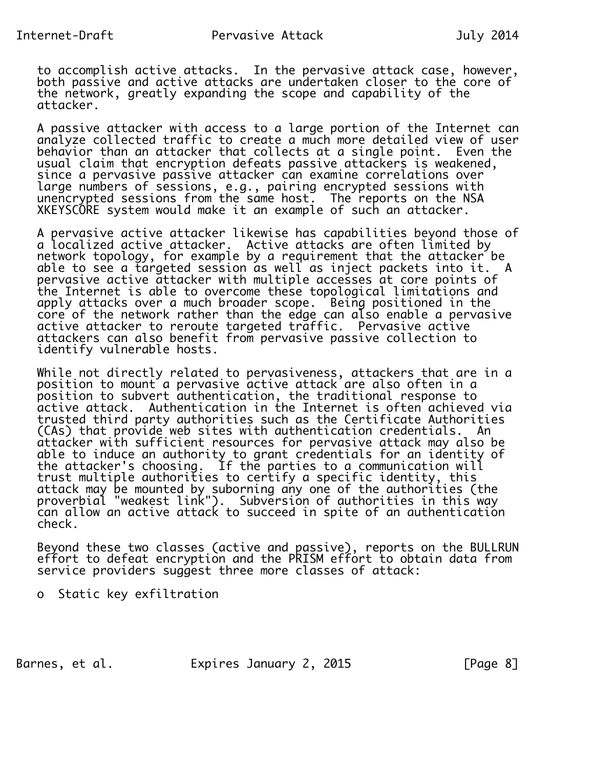to accomplish active attacks. In the pervasive attack case, however, both passive and active attacks are undertaken closer to the core of the network, greatly expanding the scope and capability of the attacker.

A passive attacker with access to a large portion of the Internet can analyze collected traffic to create a much more detailed view of user behavior than an attacker that collects at a single point. Even the usual claim that encryption defeats passive attackers is weakened, since a pervasive passive attacker can examine correlations over large numbers of sessions, e.g., pairing encrypted sessions with unencrypted sessions from the same host. The reports on the NSA XKEYSCORE system would make it an example of such an attacker.

A pervasive active attacker likewise has capabilities beyond those of a localized active attacker. Active attacks are often limited by network topology, for example by a requirement that the attacker be able to see a targeted session as well as inject packets into it. A pervasive active attacker with multiple accesses at core points of the Internet is able to overcome these topological limitations and apply attacks over a much broader scope. Being positioned in the core of the network rather than the edge can also enable a pervasive active attacker to reroute targeted traffic. Pervasive active attackers can also benefit from pervasive passive collection to identify vulnerable hosts.

While not directly related to pervasiveness, attackers that are in a position to mount a pervasive active attack are also often in a position to subvert authentication, the traditional response to active attack. Authentication in the Internet is often achieved via trusted third party authorities such as the Certificate Authorities (CAs) that provide web sites with authentication credentials. An attacker with sufficient resources for pervasive attack may also be able to induce an authority to grant credentials for an identity of the attacker's choosing. If the parties to a communication will trust multiple authorities to certify a specific identity, this attack may be mounted by suborning any one of the authorities (the proverbial "weakest link"). Subversion of authorities in this way can allow an active attack to succeed in spite of an authentication check.

Beyond these two classes (active and passive), reports on the BULLRUN effort to defeat encryption and the PRISM effort to obtain data from service providers suggest three more classes of attack:

- Static key exfiltration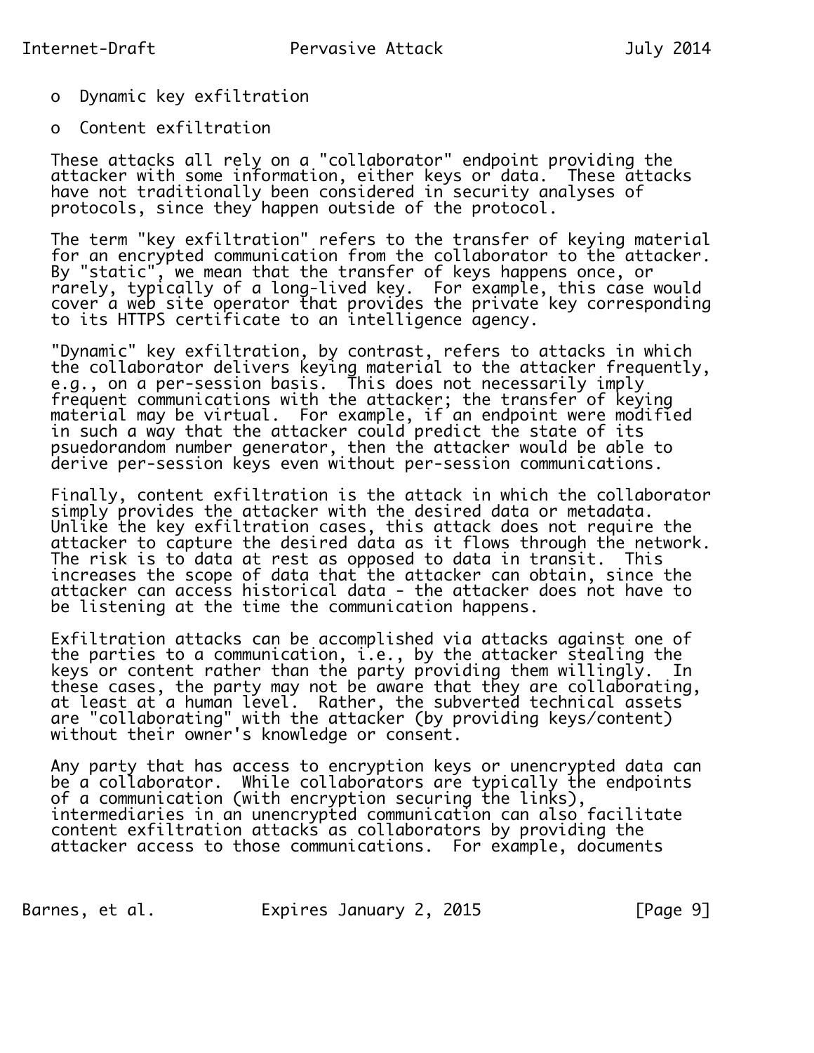- Dynamic key exfiltration

- Content exfiltration

These attacks all rely on a "collaborator" endpoint providing the attacker with some information, either keys or data. These attacks have not traditionally been considered in security analyses of protocols, since they happen outside of the protocol.

The term "key exfiltration" refers to the transfer of keying material for an encrypted communication from the collaborator to the attacker. By "static", we mean that the transfer of keys happens once, or rarely, typically of a long-lived key. For example, this case would cover a web site operator that provides the private key corresponding to its HTTPS certificate to an intelligence agency.

"Dynamic" key exfiltration, by contrast, refers to attacks in which the collaborator delivers keying material to the attacker frequently, e.g., on a per-session basis. This does not necessarily imply frequent communications with the attacker; the transfer of keying material may be virtual. For example, if an endpoint were modified in such a way that the attacker could predict the state of its psuedorandom number generator, then the attacker would be able to derive per-session keys even without per-session communications.

Finally, content exfiltration is the attack in which the collaborator simply provides the attacker with the desired data or metadata. Unlike the key exfiltration cases, this attack does not require the attacker to capture the desired data as it flows through the network. The risk is to data at rest as opposed to data in transit. This increases the scope of data that the attacker can obtain, since the attacker can access historical data - the attacker does not have to be listening at the time the communication happens.

Exfiltration attacks can be accomplished via attacks against one of the parties to a communication, i.e., by the attacker stealing the keys or content rather than the party providing them willingly. In these cases, the party may not be aware that they are collaborating, at least at a human level. Rather, the subverted technical assets are "collaborating" with the attacker (by providing keys/content) without their owner's knowledge or consent.

Any party that has access to encryption keys or unencrypted data can be a collaborator. While collaborators are typically the endpoints of a communication (with encryption securing the links), intermediaries in an unencrypted communication can also facilitate content exfiltration attacks as collaborators by providing the attacker access to those communications. For example, documents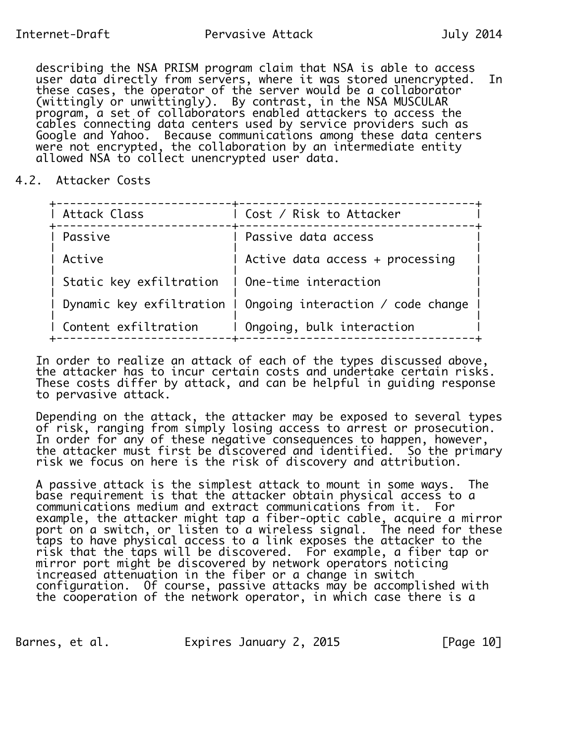describing the NSA PRISM program claim that NSA is able to access user data directly from servers, where it was stored unencrypted. In these cases, the operator of the server would be a collaborator (wittingly or unwittingly). By contrast, in the NSA MUSCULAR program, a set of collaborators enabled attackers to access the cables connecting data centers used by service providers such as Google and Yahoo. Because communications among these data centers were not encrypted, the collaboration by an intermediate entity allowed NSA to collect unencrypted user data.

## 4.2. Attacker Costs

| Attack Class | Cost / Risk to Attacker |
|---|---|
| Passive | Passive data access |
| Active | Active data access + processing |
| Static key exfiltration | One-time interaction |
| Dynamic key exfiltration | Ongoing interaction / code change |
| Content exfiltration | Ongoing, bulk interaction |

In order to realize an attack of each of the types discussed above, the attacker has to incur certain costs and undertake certain risks. These costs differ by attack, and can be helpful in guiding response to pervasive attack.

Depending on the attack, the attacker may be exposed to several types of risk, ranging from simply losing access to arrest or prosecution. In order for any of these negative consequences to happen, however, the attacker must first be discovered and identified. So the primary risk we focus on here is the risk of discovery and attribution.

A passive attack is the simplest attack to mount in some ways. The base requirement is that the attacker obtain physical access to a communications medium and extract communications from it. For example, the attacker might tap a fiber-optic cable, acquire a mirror port on a switch, or listen to a wireless signal. The need for these taps to have physical access to a link exposes the attacker to the risk that the taps will be discovered. For example, a fiber tap or mirror port might be discovered by network operators noticing increased attenuation in the fiber or a change in switch configuration. Of course, passive attacks may be accomplished with the cooperation of the network operator, in which case there is a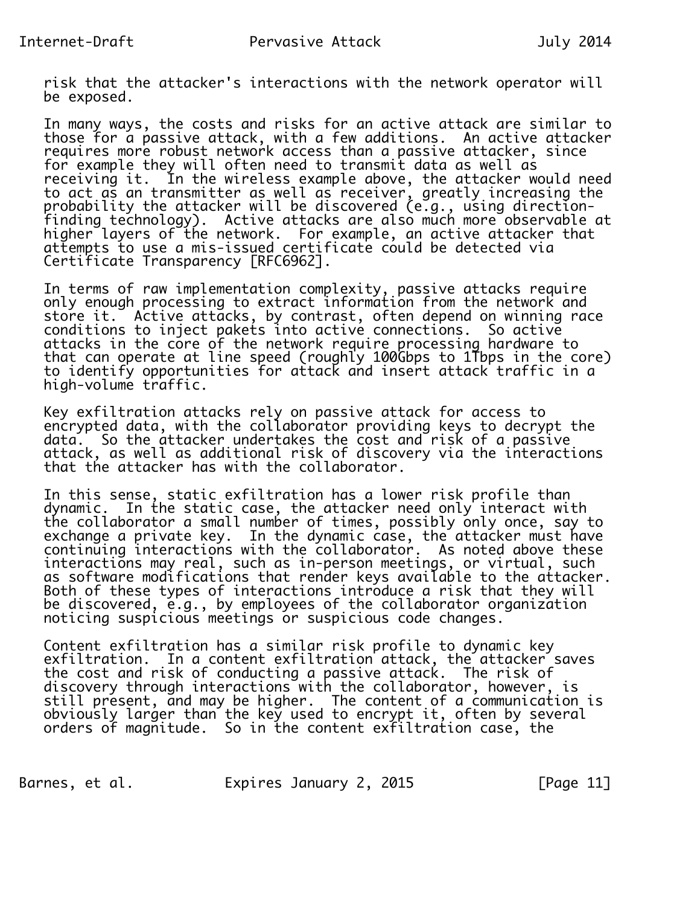risk that the attacker's interactions with the network operator will be exposed.

In many ways, the costs and risks for an active attack are similar to those for a passive attack, with a few additions. An active attacker requires more robust network access than a passive attacker, since for example they will often need to transmit data as well as receiving it. In the wireless example above, the attacker would need to act as an transmitter as well as receiver, greatly increasing the probability the attacker will be discovered (e.g., using direction-finding technology). Active attacks are also much more observable at higher layers of the network. For example, an active attacker that attempts to use a mis-issued certificate could be detected via Certificate Transparency [RFC6962].

In terms of raw implementation complexity, passive attacks require only enough processing to extract information from the network and store it. Active attacks, by contrast, often depend on winning race conditions to inject pakets into active connections. So active attacks in the core of the network require processing hardware to that can operate at line speed (roughly 100Gbps to 1Tbps in the core) to identify opportunities for attack and insert attack traffic in a high-volume traffic.

Key exfiltration attacks rely on passive attack for access to encrypted data, with the collaborator providing keys to decrypt the data. So the attacker undertakes the cost and risk of a passive attack, as well as additional risk of discovery via the interactions that the attacker has with the collaborator.

In this sense, static exfiltration has a lower risk profile than dynamic. In the static case, the attacker need only interact with the collaborator a small number of times, possibly only once, say to exchange a private key. In the dynamic case, the attacker must have continuing interactions with the collaborator. As noted above these interactions may real, such as in-person meetings, or virtual, such as software modifications that render keys available to the attacker. Both of these types of interactions introduce a risk that they will be discovered, e.g., by employees of the collaborator organization noticing suspicious meetings or suspicious code changes.

Content exfiltration has a similar risk profile to dynamic key exfiltration. In a content exfiltration attack, the attacker saves the cost and risk of conducting a passive attack. The risk of discovery through interactions with the collaborator, however, is still present, and may be higher. The content of a communication is obviously larger than the key used to encrypt it, often by several orders of magnitude. So in the content exfiltration case, the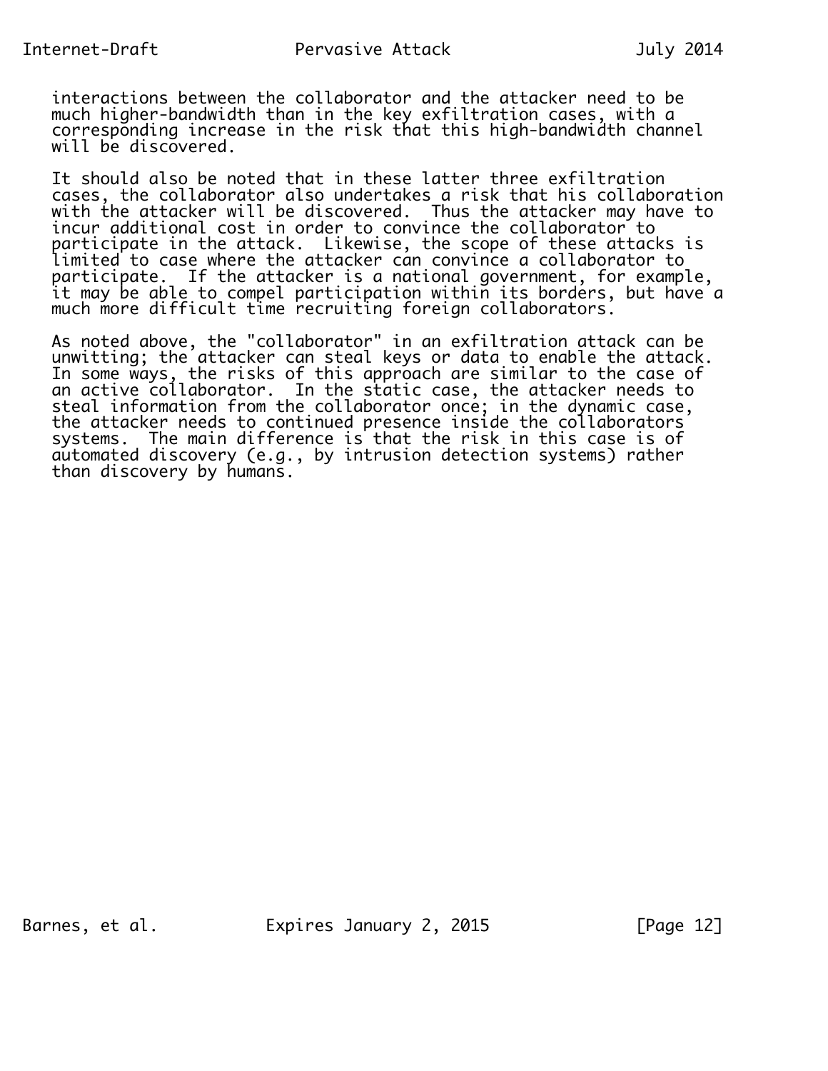interactions between the collaborator and the attacker need to be much higher-bandwidth than in the key exfiltration cases, with a corresponding increase in the risk that this high-bandwidth channel will be discovered.

It should also be noted that in these latter three exfiltration cases, the collaborator also undertakes a risk that his collaboration with the attacker will be discovered. Thus the attacker may have to incur additional cost in order to convince the collaborator to participate in the attack. Likewise, the scope of these attacks is limited to case where the attacker can convince a collaborator to participate. If the attacker is a national government, for example, it may be able to compel participation within its borders, but have a much more difficult time recruiting foreign collaborators.

As noted above, the "collaborator" in an exfiltration attack can be unwitting; the attacker can steal keys or data to enable the attack. In some ways, the risks of this approach are similar to the case of an active collaborator. In the static case, the attacker needs to steal information from the collaborator once; in the dynamic case, the attacker needs to continued presence inside the collaborators systems. The main difference is that the risk in this case is of automated discovery (e.g., by intrusion detection systems) rather than discovery by humans.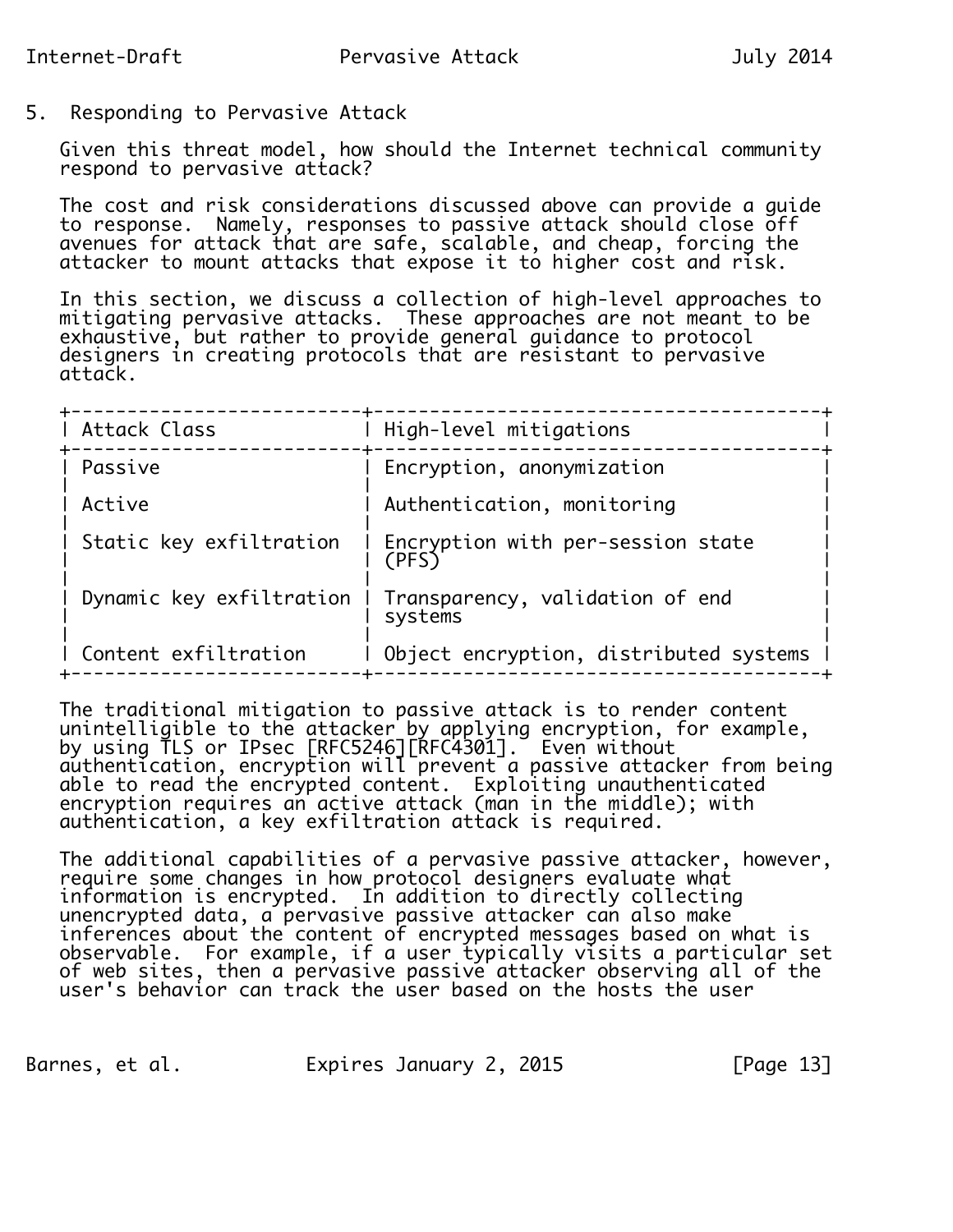## 5. Responding to Pervasive Attack

Given this threat model, how should the Internet technical community respond to pervasive attack?

The cost and risk considerations discussed above can provide a guide to response. Namely, responses to passive attack should close off avenues for attack that are safe, scalable, and cheap, forcing the attacker to mount attacks that expose it to higher cost and risk.

In this section, we discuss a collection of high-level approaches to mitigating pervasive attacks. These approaches are not meant to be exhaustive, but rather to provide general guidance to protocol designers in creating protocols that are resistant to pervasive attack.

| Attack Class | High-level mitigations |
|---|---|
| Passive | Encryption, anonymization |
| Active | Authentication, monitoring |
| Static key exfiltration | Encryption with per-session state (PFS) |
| Dynamic key exfiltration | Transparency, validation of end systems |
| Content exfiltration | Object encryption, distributed systems |

The traditional mitigation to passive attack is to render content unintelligible to the attacker by applying encryption, for example, by using TLS or IPsec [RFC5246][RFC4301]. Even without authentication, encryption will prevent a passive attacker from being able to read the encrypted content. Exploiting unauthenticated encryption requires an active attack (man in the middle); with authentication, a key exfiltration attack is required.

The additional capabilities of a pervasive passive attacker, however, require some changes in how protocol designers evaluate what information is encrypted. In addition to directly collecting unencrypted data, a pervasive passive attacker can also make inferences about the content of encrypted messages based on what is observable. For example, if a user typically visits a particular set of web sites, then a pervasive passive attacker observing all of the user's behavior can track the user based on the hosts the user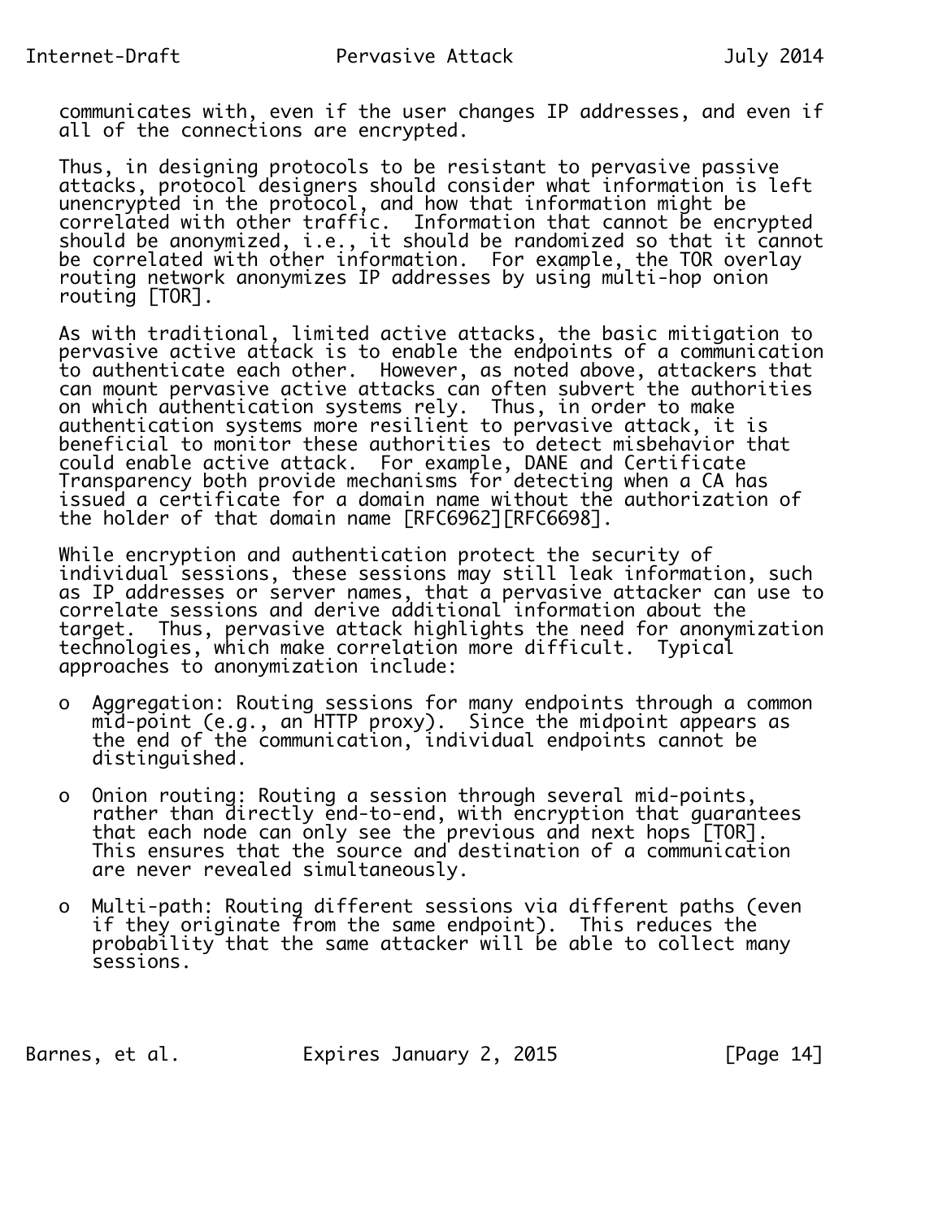communicates with, even if the user changes IP addresses, and even if all of the connections are encrypted.

Thus, in designing protocols to be resistant to pervasive passive attacks, protocol designers should consider what information is left unencrypted in the protocol, and how that information might be correlated with other traffic. Information that cannot be encrypted should be anonymized, i.e., it should be randomized so that it cannot be correlated with other information. For example, the TOR overlay routing network anonymizes IP addresses by using multi-hop onion routing [TOR].

As with traditional, limited active attacks, the basic mitigation to pervasive active attack is to enable the endpoints of a communication to authenticate each other. However, as noted above, attackers that can mount pervasive active attacks can often subvert the authorities on which authentication systems rely. Thus, in order to make authentication systems more resilient to pervasive attack, it is beneficial to monitor these authorities to detect misbehavior that could enable active attack. For example, DANE and Certificate Transparency both provide mechanisms for detecting when a CA has issued a certificate for a domain name without the authorization of the holder of that domain name [RFC6962][RFC6698].

While encryption and authentication protect the security of individual sessions, these sessions may still leak information, such as IP addresses or server names, that a pervasive attacker can use to correlate sessions and derive additional information about the target. Thus, pervasive attack highlights the need for anonymization technologies, which make correlation more difficult. Typical approaches to anonymization include:

- Aggregation: Routing sessions for many endpoints through a common mid-point (e.g., an HTTP proxy). Since the midpoint appears as the end of the communication, individual endpoints cannot be distinguished.

- Onion routing: Routing a session through several mid-points, rather than directly end-to-end, with encryption that guarantees that each node can only see the previous and next hops [TOR]. This ensures that the source and destination of a communication are never revealed simultaneously.

- Multi-path: Routing different sessions via different paths (even if they originate from the same endpoint). This reduces the probability that the same attacker will be able to collect many sessions.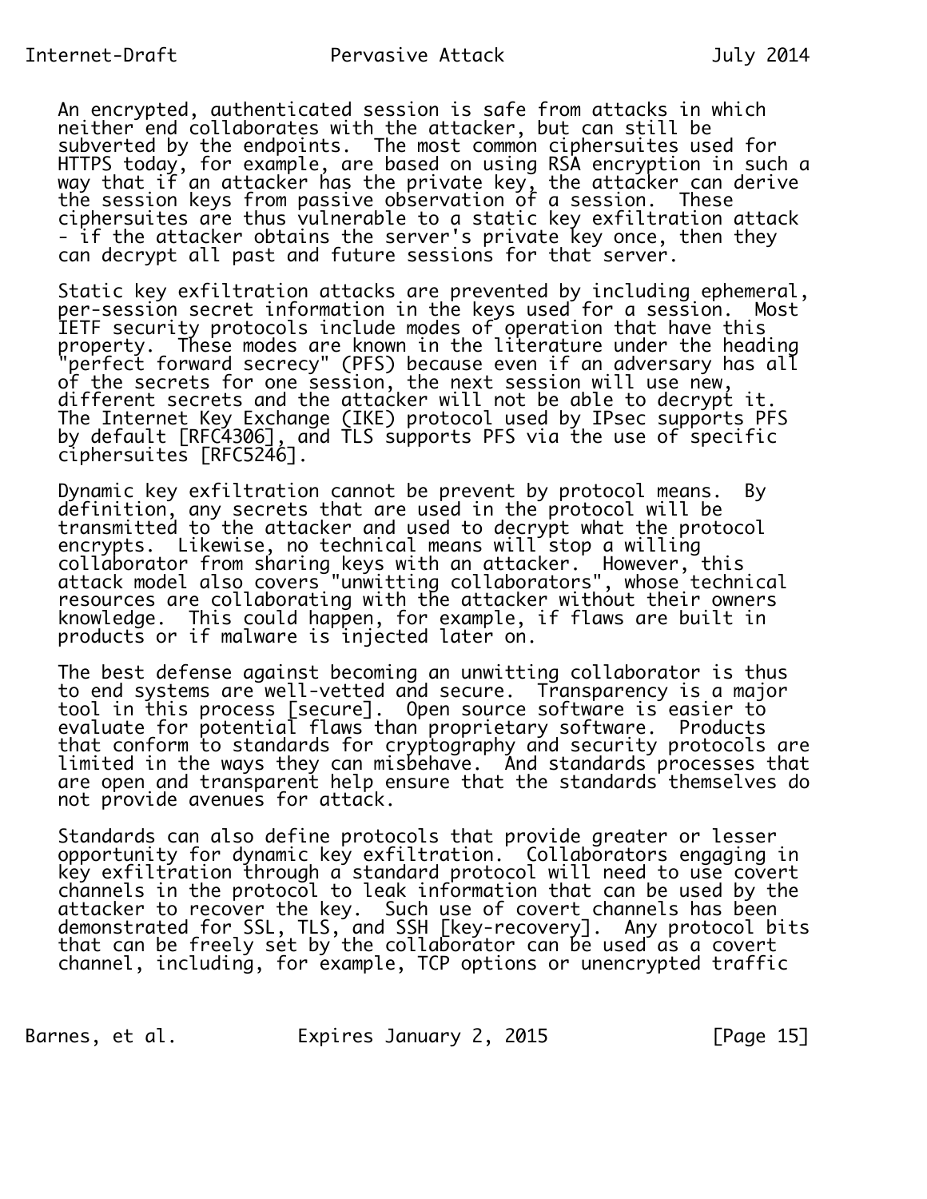An encrypted, authenticated session is safe from attacks in which neither end collaborates with the attacker, but can still be subverted by the endpoints. The most common ciphersuites used for HTTPS today, for example, are based on using RSA encryption in such a way that if an attacker has the private key, the attacker can derive the session keys from passive observation of a session. These ciphersuites are thus vulnerable to a static key exfiltration attack - if the attacker obtains the server's private key once, then they can decrypt all past and future sessions for that server.

Static key exfiltration attacks are prevented by including ephemeral, per-session secret information in the keys used for a session. Most IETF security protocols include modes of operation that have this property. These modes are known in the literature under the heading "perfect forward secrecy" (PFS) because even if an adversary has all of the secrets for one session, the next session will use new, different secrets and the attacker will not be able to decrypt it. The Internet Key Exchange (IKE) protocol used by IPsec supports PFS by default [RFC4306], and TLS supports PFS via the use of specific ciphersuites [RFC5246].

Dynamic key exfiltration cannot be prevent by protocol means. By definition, any secrets that are used in the protocol will be transmitted to the attacker and used to decrypt what the protocol encrypts. Likewise, no technical means will stop a willing collaborator from sharing keys with an attacker. However, this attack model also covers "unwitting collaborators", whose technical resources are collaborating with the attacker without their owners knowledge. This could happen, for example, if flaws are built in products or if malware is injected later on.

The best defense against becoming an unwitting collaborator is thus to end systems are well-vetted and secure. Transparency is a major tool in this process [secure]. Open source software is easier to evaluate for potential flaws than proprietary software. Products that conform to standards for cryptography and security protocols are limited in the ways they can misbehave. And standards processes that are open and transparent help ensure that the standards themselves do not provide avenues for attack.

Standards can also define protocols that provide greater or lesser opportunity for dynamic key exfiltration. Collaborators engaging in key exfiltration through a standard protocol will need to use covert channels in the protocol to leak information that can be used by the attacker to recover the key. Such use of covert channels has been demonstrated for SSL, TLS, and SSH [key-recovery]. Any protocol bits that can be freely set by the collaborator can be used as a covert channel, including, for example, TCP options or unencrypted traffic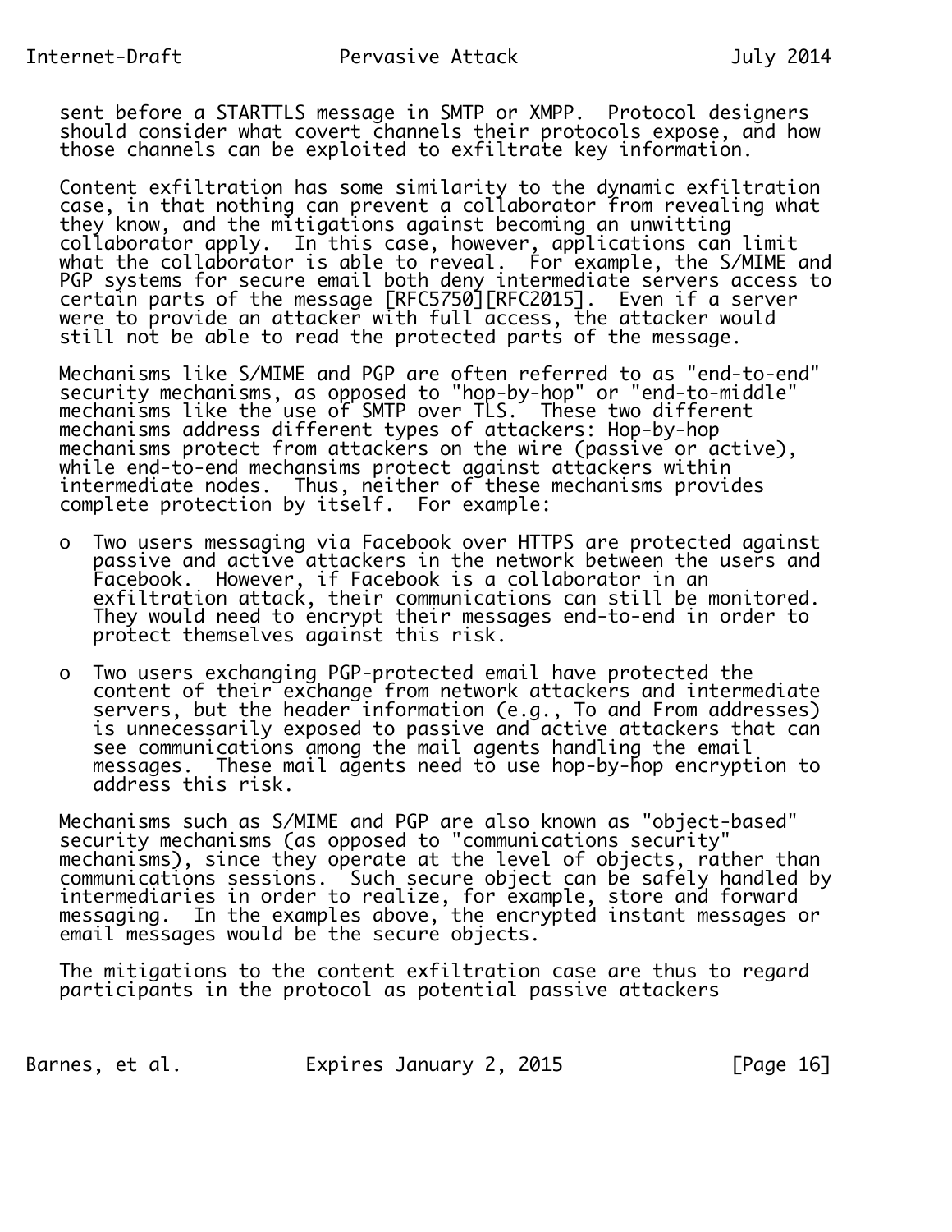sent before a STARTTLS message in SMTP or XMPP. Protocol designers should consider what covert channels their protocols expose, and how those channels can be exploited to exfiltrate key information.

Content exfiltration has some similarity to the dynamic exfiltration case, in that nothing can prevent a collaborator from revealing what they know, and the mitigations against becoming an unwitting collaborator apply. In this case, however, applications can limit what the collaborator is able to reveal. For example, the S/MIME and PGP systems for secure email both deny intermediate servers access to certain parts of the message [RFC5750][RFC2015]. Even if a server were to provide an attacker with full access, the attacker would still not be able to read the protected parts of the message.

Mechanisms like S/MIME and PGP are often referred to as "end-to-end" security mechanisms, as opposed to "hop-by-hop" or "end-to-middle" mechanisms like the use of SMTP over TLS. These two different mechanisms address different types of attackers: Hop-by-hop mechanisms protect from attackers on the wire (passive or active), while end-to-end mechansims protect against attackers within intermediate nodes. Thus, neither of these mechanisms provides complete protection by itself. For example:

- Two users messaging via Facebook over HTTPS are protected against passive and active attackers in the network between the users and Facebook. However, if Facebook is a collaborator in an exfiltration attack, their communications can still be monitored. They would need to encrypt their messages end-to-end in order to protect themselves against this risk.

- Two users exchanging PGP-protected email have protected the content of their exchange from network attackers and intermediate servers, but the header information (e.g., To and From addresses) is unnecessarily exposed to passive and active attackers that can see communications among the mail agents handling the email messages. These mail agents need to use hop-by-hop encryption to address this risk.

Mechanisms such as S/MIME and PGP are also known as "object-based" security mechanisms (as opposed to "communications security" mechanisms), since they operate at the level of objects, rather than communications sessions. Such secure object can be safely handled by intermediaries in order to realize, for example, store and forward messaging. In the examples above, the encrypted instant messages or email messages would be the secure objects.

The mitigations to the content exfiltration case are thus to regard participants in the protocol as potential passive attackers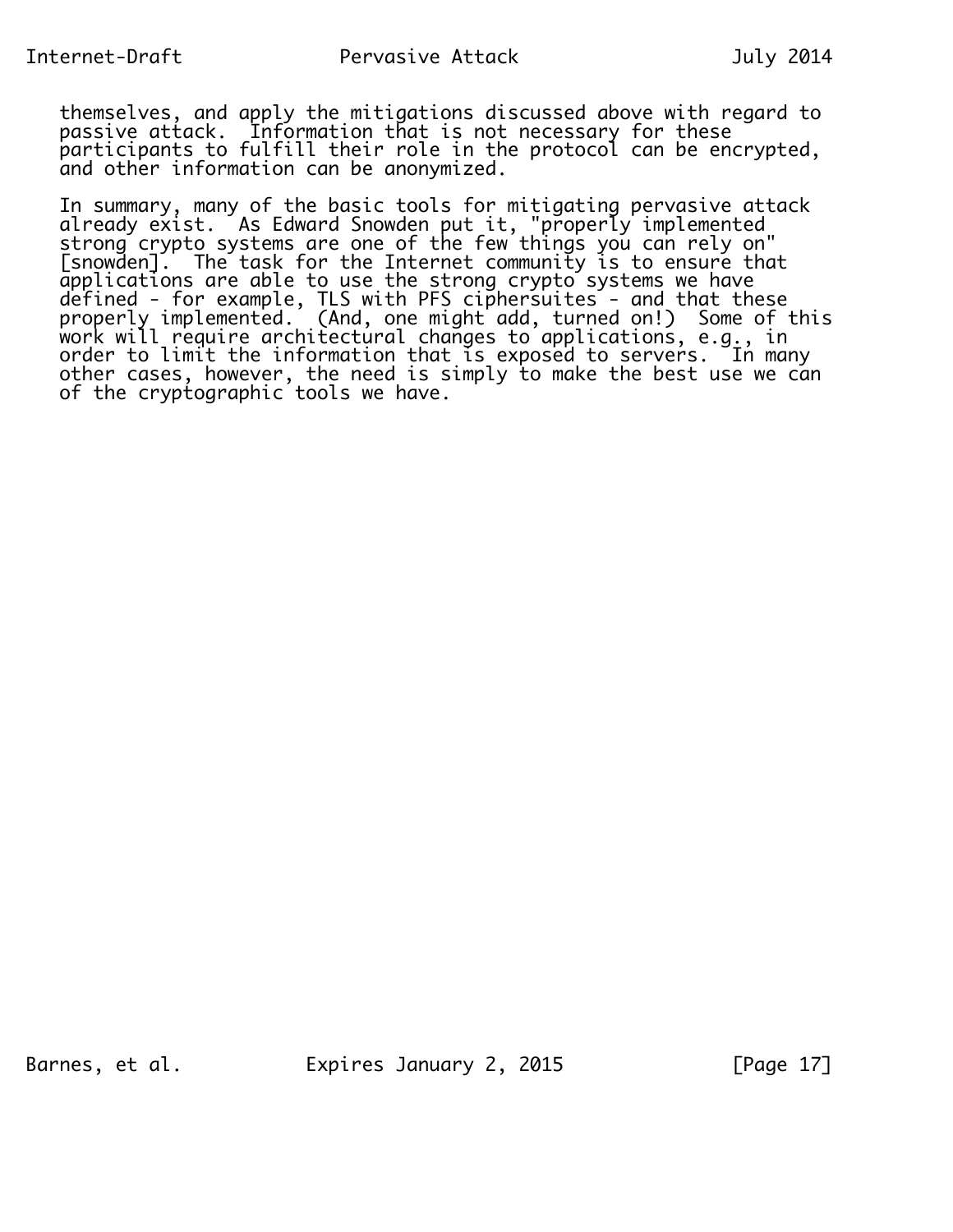themselves, and apply the mitigations discussed above with regard to passive attack. Information that is not necessary for these participants to fulfill their role in the protocol can be encrypted, and other information can be anonymized.

In summary, many of the basic tools for mitigating pervasive attack already exist. As Edward Snowden put it, "properly implemented strong crypto systems are one of the few things you can rely on" [snowden]. The task for the Internet community is to ensure that applications are able to use the strong crypto systems we have defined - for example, TLS with PFS ciphersuites - and that these properly implemented. (And, one might add, turned on!) Some of this work will require architectural changes to applications, e.g., in order to limit the information that is exposed to servers. In many other cases, however, the need is simply to make the best use we can of the cryptographic tools we have.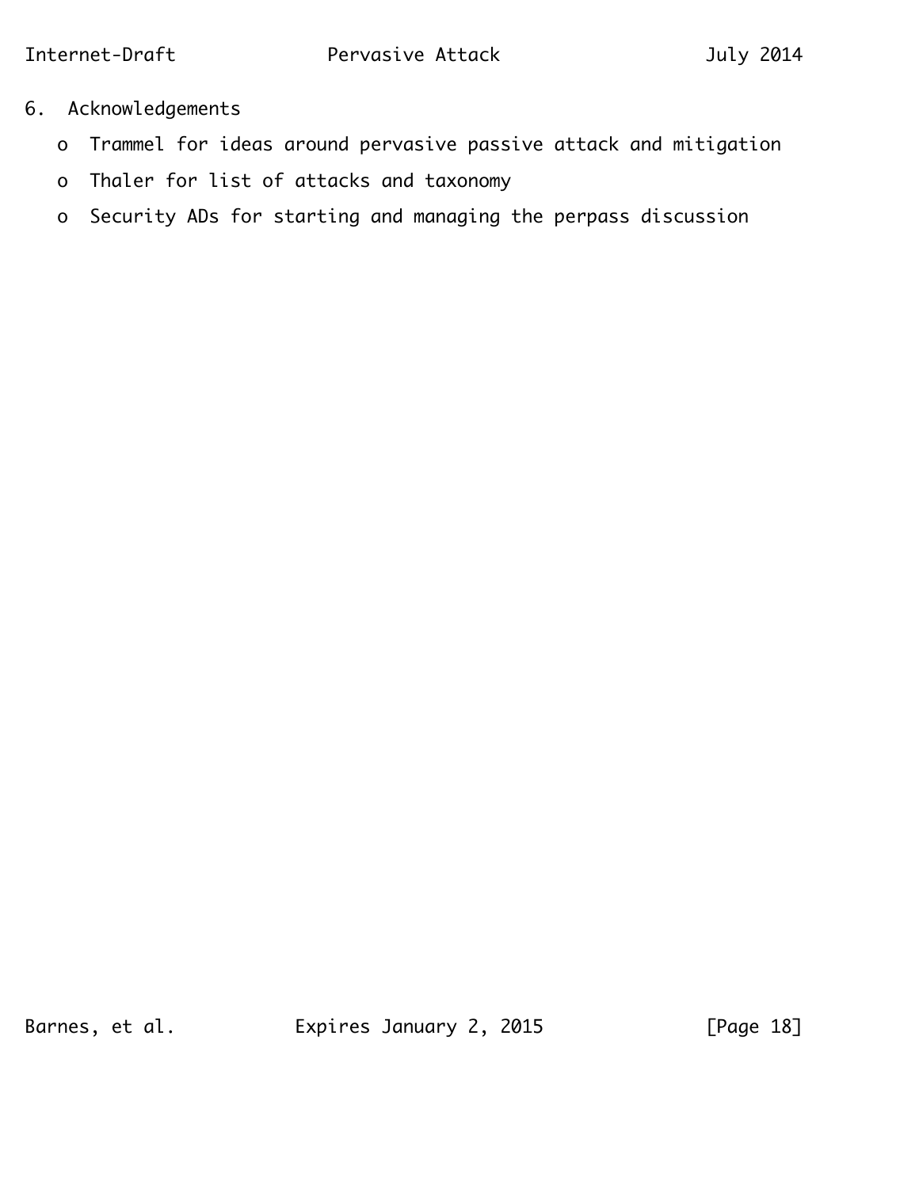## 6. Acknowledgements

- Trammel for ideas around pervasive passive attack and mitigation
- Thaler for list of attacks and taxonomy
- Security ADs for starting and managing the perpass discussion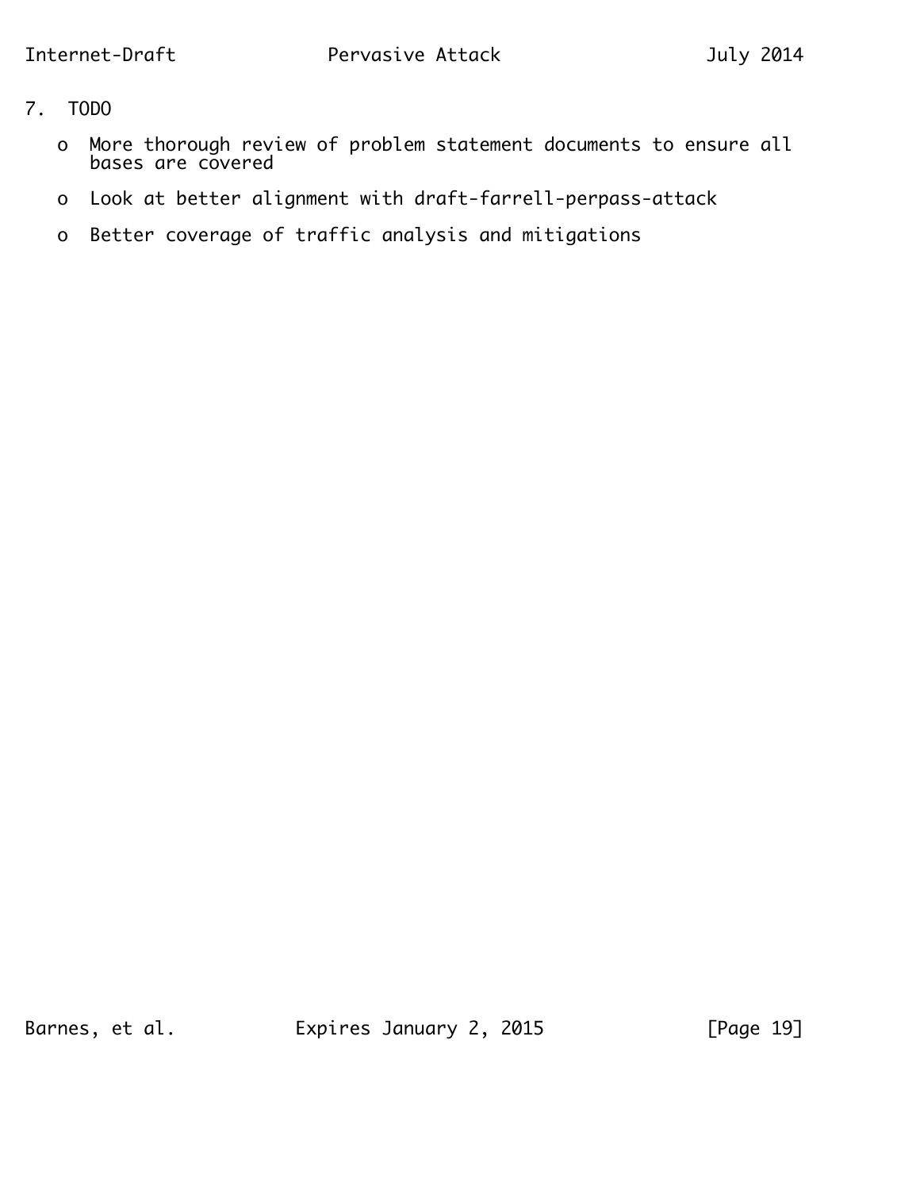# 7. TODO

- More thorough review of problem statement documents to ensure all bases are covered
- Look at better alignment with draft-farrell-perpass-attack
- Better coverage of traffic analysis and mitigations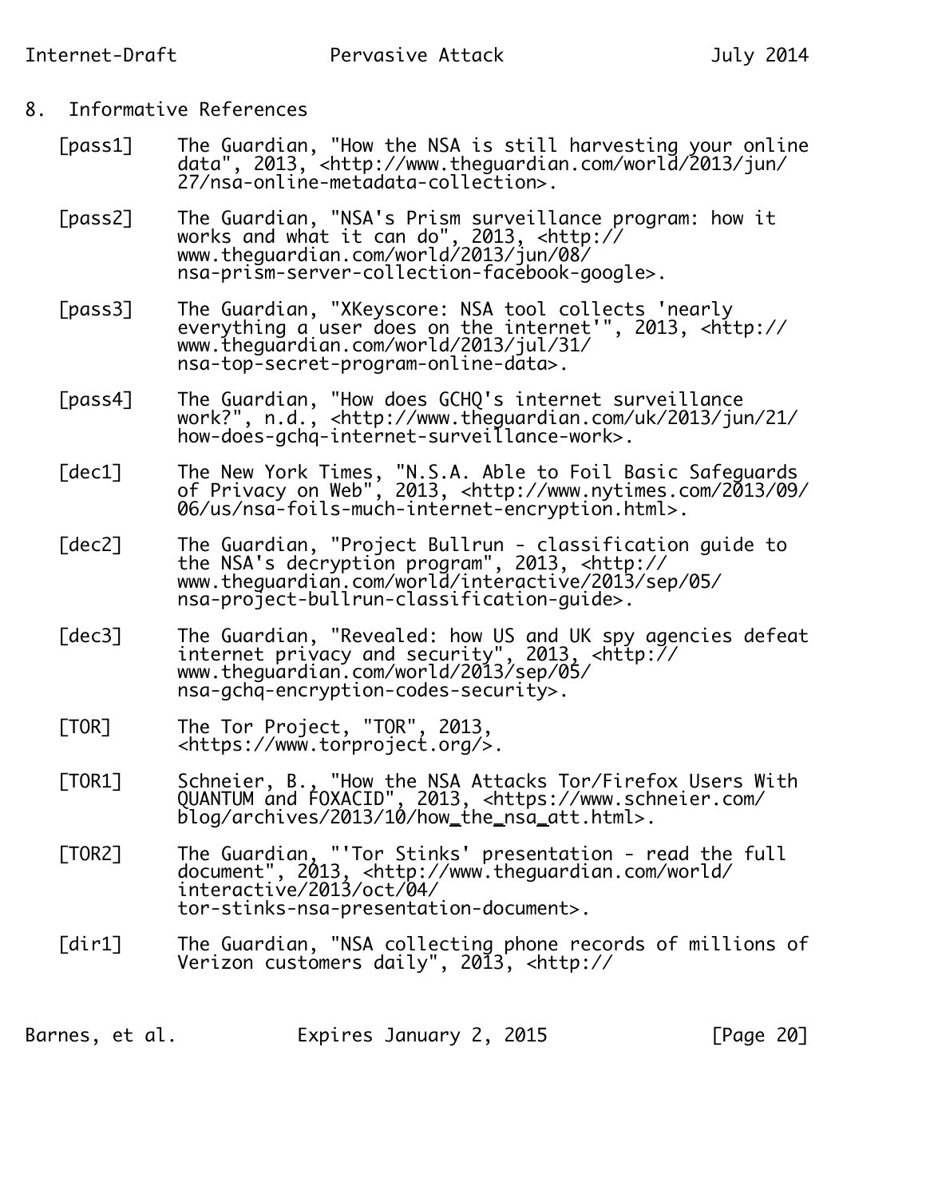## 8. Informative References

[pass1] The Guardian, "How the NSA is still harvesting your online data", 2013, <http://www.theguardian.com/world/2013/jun/27/nsa-online-metadata-collection>.

[pass2] The Guardian, "NSA's Prism surveillance program: how it works and what it can do", 2013, <http://www.theguardian.com/world/2013/jun/08/nsa-prism-server-collection-facebook-google>.

[pass3] The Guardian, "XKeyscore: NSA tool collects 'nearly everything a user does on the internet'", 2013, <http://www.theguardian.com/world/2013/jul/31/nsa-top-secret-program-online-data>.

[pass4] The Guardian, "How does GCHQ's internet surveillance work?", n.d., <http://www.theguardian.com/uk/2013/jun/21/how-does-gchq-internet-surveillance-work>.

[dec1] The New York Times, "N.S.A. Able to Foil Basic Safeguards of Privacy on Web", 2013, <http://www.nytimes.com/2013/09/06/us/nsa-foils-much-internet-encryption.html>.

[dec2] The Guardian, "Project Bullrun - classification guide to the NSA's decryption program", 2013, <http://www.theguardian.com/world/interactive/2013/sep/05/nsa-project-bullrun-classification-guide>.

[dec3] The Guardian, "Revealed: how US and UK spy agencies defeat internet privacy and security", 2013, <http://www.theguardian.com/world/2013/sep/05/nsa-gchq-encryption-codes-security>.

[TOR] The Tor Project, "TOR", 2013, <https://www.torproject.org/>.

[TOR1] Schneier, B., "How the NSA Attacks Tor/Firefox Users With QUANTUM and FOXACID", 2013, <https://www.schneier.com/blog/archives/2013/10/how_the_nsa_att.html>.

[TOR2] The Guardian, "'Tor Stinks' presentation - read the full document", 2013, <http://www.theguardian.com/world/interactive/2013/oct/04/tor-stinks-nsa-presentation-document>.

[dir1] The Guardian, "NSA collecting phone records of millions of Verizon customers daily", 2013, <http://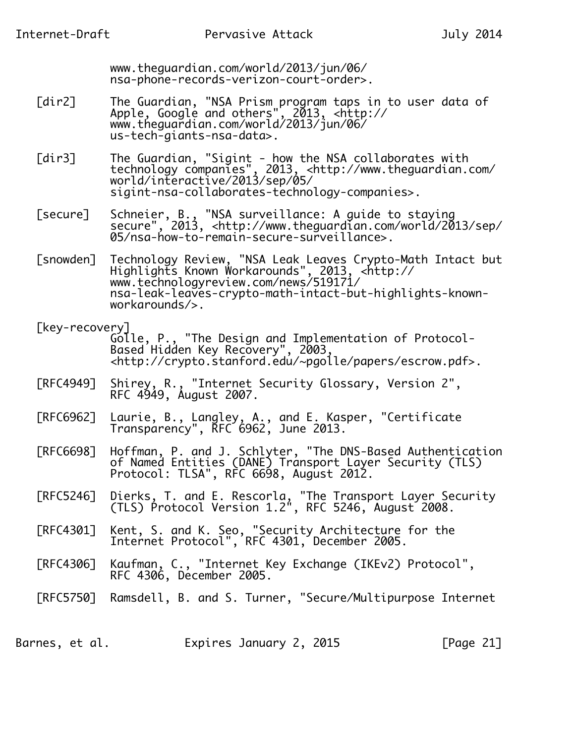www.theguardian.com/world/2013/jun/06/nsa-phone-records-verizon-court-order>.

[dir2] The Guardian, "NSA Prism program taps in to user data of Apple, Google and others", 2013, <http://www.theguardian.com/world/2013/jun/06/us-tech-giants-nsa-data>.

[dir3] The Guardian, "Sigint - how the NSA collaborates with technology companies", 2013, <http://www.theguardian.com/world/interactive/2013/sep/05/sigint-nsa-collaborates-technology-companies>.

[secure] Schneier, B., "NSA surveillance: A guide to staying secure", 2013, <http://www.theguardian.com/world/2013/sep/05/nsa-how-to-remain-secure-surveillance>.

[snowden] Technology Review, "NSA Leak Leaves Crypto-Math Intact but Highlights Known Workarounds", 2013, <http://www.technologyreview.com/news/519171/nsa-leak-leaves-crypto-math-intact-but-highlights-known-workarounds/>.

[key-recovery] Golle, P., "The Design and Implementation of Protocol-Based Hidden Key Recovery", 2003, <http://crypto.stanford.edu/~pgolle/papers/escrow.pdf>.

[RFC4949] Shirey, R., "Internet Security Glossary, Version 2", RFC 4949, August 2007.

[RFC6962] Laurie, B., Langley, A., and E. Kasper, "Certificate Transparency", RFC 6962, June 2013.

[RFC6698] Hoffman, P. and J. Schlyter, "The DNS-Based Authentication of Named Entities (DANE) Transport Layer Security (TLS) Protocol: TLSA", RFC 6698, August 2012.

[RFC5246] Dierks, T. and E. Rescorla, "The Transport Layer Security (TLS) Protocol Version 1.2", RFC 5246, August 2008.

[RFC4301] Kent, S. and K. Seo, "Security Architecture for the Internet Protocol", RFC 4301, December 2005.

[RFC4306] Kaufman, C., "Internet Key Exchange (IKEv2) Protocol", RFC 4306, December 2005.

[RFC5750] Ramsdell, B. and S. Turner, "Secure/Multipurpose Internet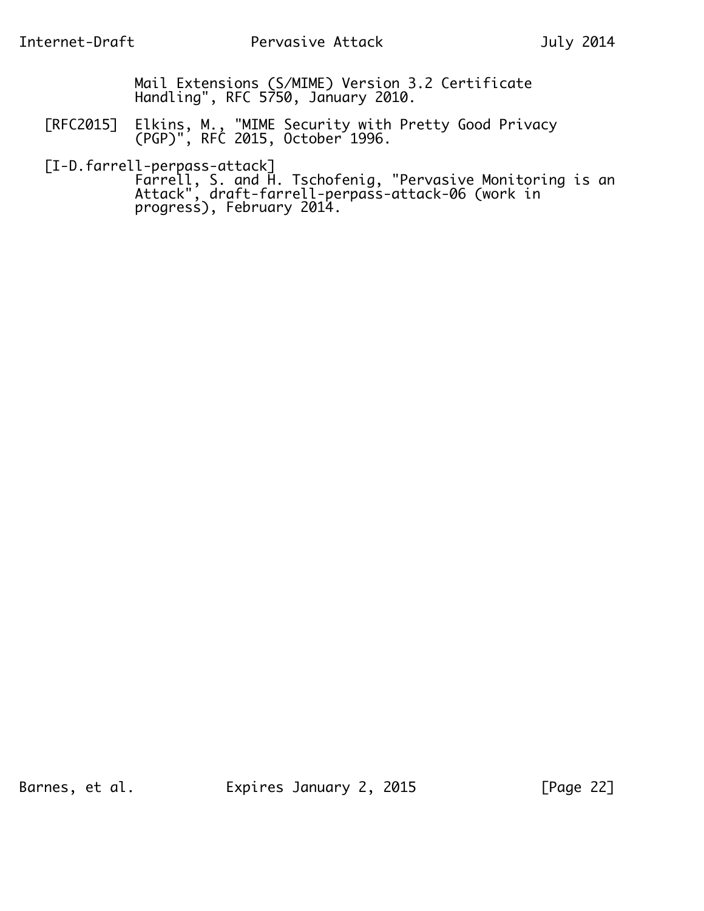Mail Extensions (S/MIME) Version 3.2 Certificate Handling", RFC 5750, January 2010.

[RFC2015] Elkins, M., "MIME Security with Pretty Good Privacy (PGP)", RFC 2015, October 1996.

[I-D.farrell-perpass-attack]
Farrell, S. and H. Tschofenig, "Pervasive Monitoring is an Attack", draft-farrell-perpass-attack-06 (work in progress), February 2014.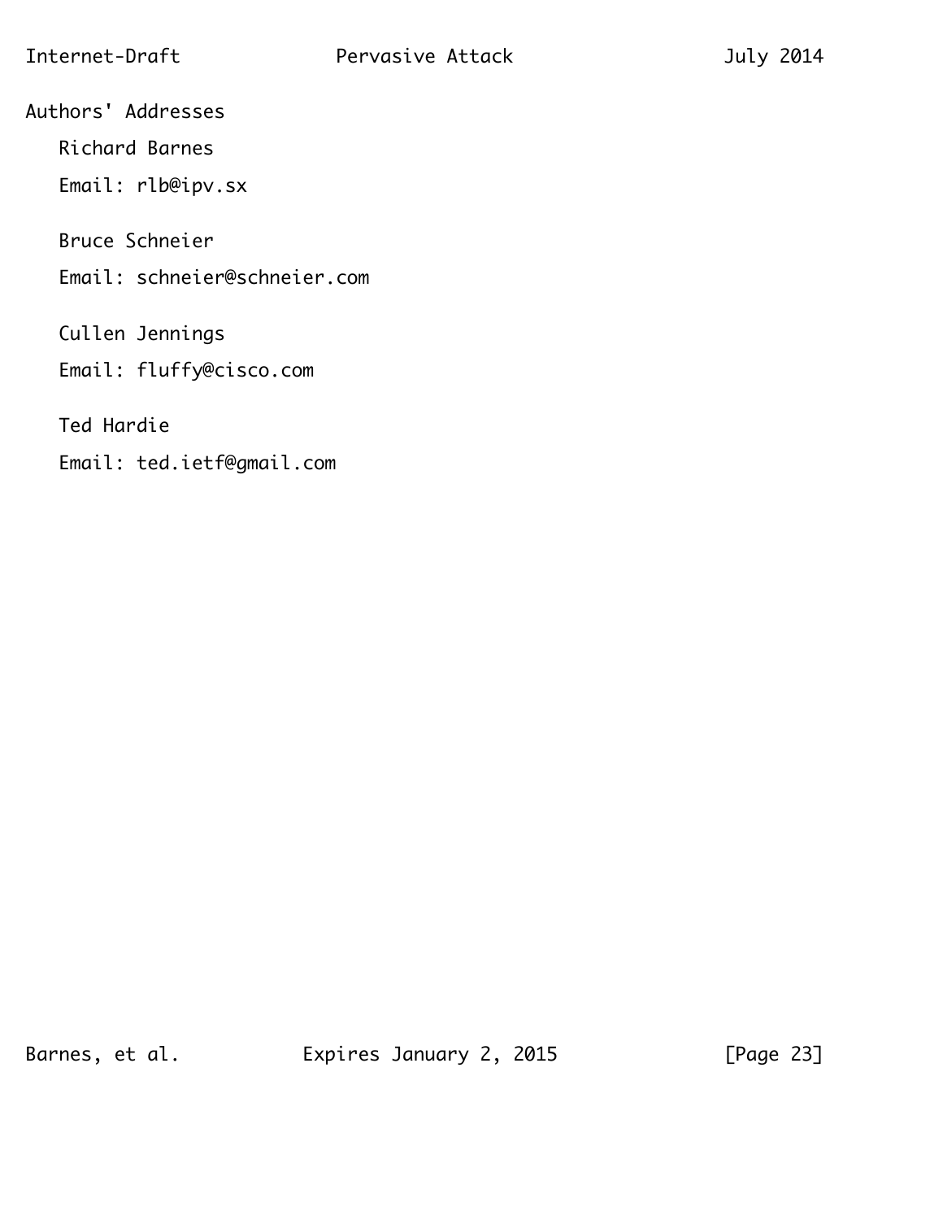## Authors' Addresses

Richard Barnes

Email: rlb@ipv.sx

Bruce Schneier

Email: schneier@schneier.com

Cullen Jennings

Email: fluffy@cisco.com

Ted Hardie

Email: ted.ietf@gmail.com